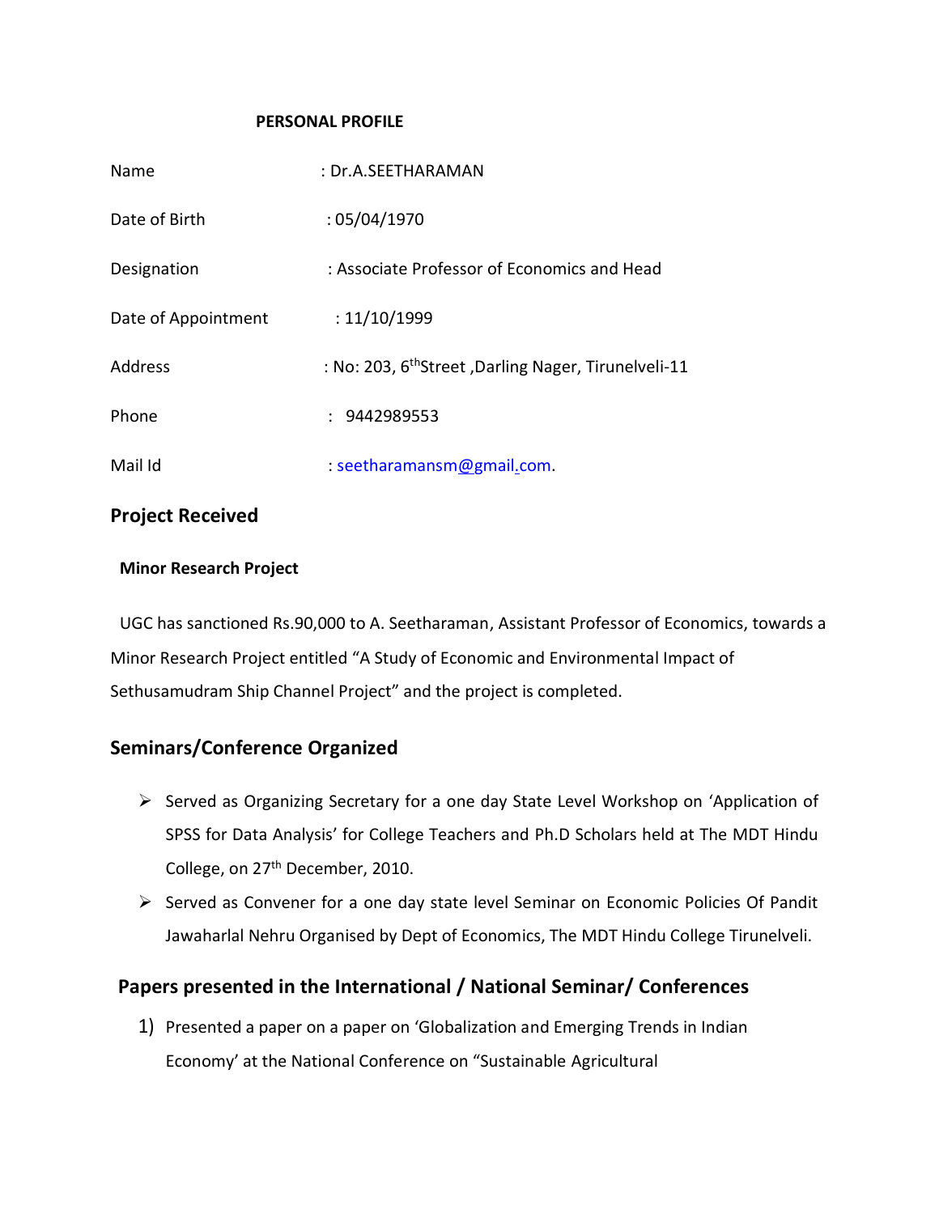**PERSONAL PROFILE**

Name : Dr.A.SEETHARAMAN

Date of Birth : 05/04/1970

Designation : Associate Professor of Economics and Head

Date of Appointment : 11/10/1999

Address : No: 203, 6th Street ,Darling Nager, Tirunelveli-11

Phone : 9442989553

Mail Id : seetharamansm@gmail.com.

## Project Received

**Minor Research Project**

UGC has sanctioned Rs.90,000 to A. Seetharaman, Assistant Professor of Economics, towards a Minor Research Project entitled "A Study of Economic and Environmental Impact of Sethusamudram Ship Channel Project" and the project is completed.

## Seminars/Conference Organized

- Served as Organizing Secretary for a one day State Level Workshop on 'Application of SPSS for Data Analysis' for College Teachers and Ph.D Scholars held at The MDT Hindu College, on 27th December, 2010.
- Served as Convener for a one day state level Seminar on Economic Policies Of Pandit Jawaharlal Nehru Organised by Dept of Economics, The MDT Hindu College Tirunelveli.

## Papers presented in the International / National Seminar/ Conferences

1) Presented a paper on a paper on 'Globalization and Emerging Trends in Indian Economy' at the National Conference on "Sustainable Agricultural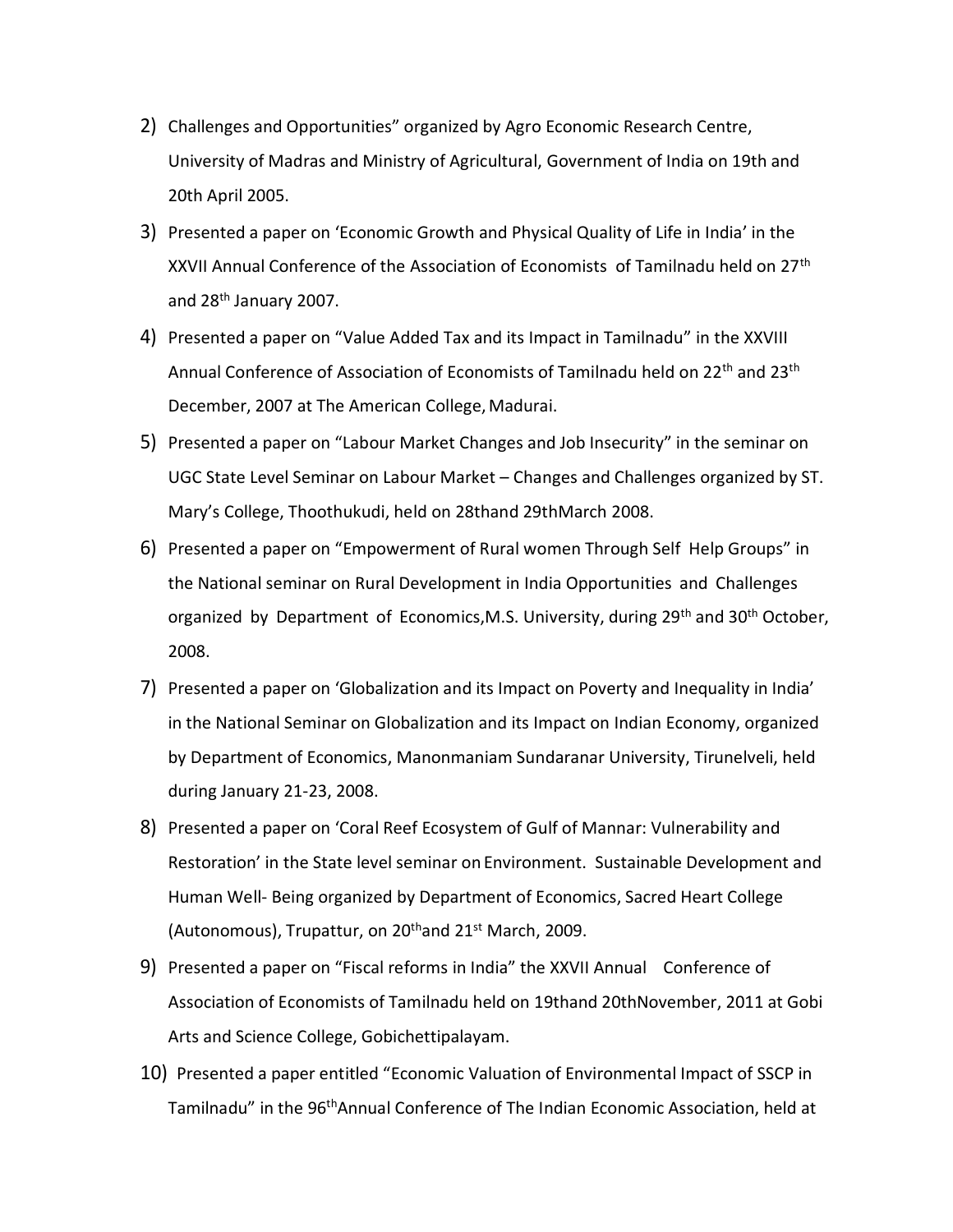2) Challenges and Opportunities" organized by Agro Economic Research Centre, University of Madras and Ministry of Agricultural, Government of India on 19th and 20th April 2005.

3) Presented a paper on 'Economic Growth and Physical Quality of Life in India' in the XXVII Annual Conference of the Association of Economists of Tamilnadu held on 27th and 28th January 2007.

4) Presented a paper on "Value Added Tax and its Impact in Tamilnadu" in the XXVIII Annual Conference of Association of Economists of Tamilnadu held on 22nd and 23rd December, 2007 at The American College, Madurai.

5) Presented a paper on "Labour Market Changes and Job Insecurity" in the seminar on UGC State Level Seminar on Labour Market – Changes and Challenges organized by ST. Mary's College, Thoothukudi, held on 28thand 29thMarch 2008.

6) Presented a paper on "Empowerment of Rural women Through Self Help Groups" in the National seminar on Rural Development in India Opportunities and Challenges organized by Department of Economics,M.S. University, during 29th and 30th October, 2008.

7) Presented a paper on 'Globalization and its Impact on Poverty and Inequality in India' in the National Seminar on Globalization and its Impact on Indian Economy, organized by Department of Economics, Manonmaniam Sundaranar University, Tirunelveli, held during January 21-23, 2008.

8) Presented a paper on 'Coral Reef Ecosystem of Gulf of Mannar: Vulnerability and Restoration' in the State level seminar on Environment. Sustainable Development and Human Well- Being organized by Department of Economics, Sacred Heart College (Autonomous), Trupattur, on 20thand 21st March, 2009.

9) Presented a paper on "Fiscal reforms in India" the XXVII Annual Conference of Association of Economists of Tamilnadu held on 19thand 20thNovember, 2011 at Gobi Arts and Science College, Gobichettipalayam.

10) Presented a paper entitled "Economic Valuation of Environmental Impact of SSCP in Tamilnadu" in the 96thAnnual Conference of The Indian Economic Association, held at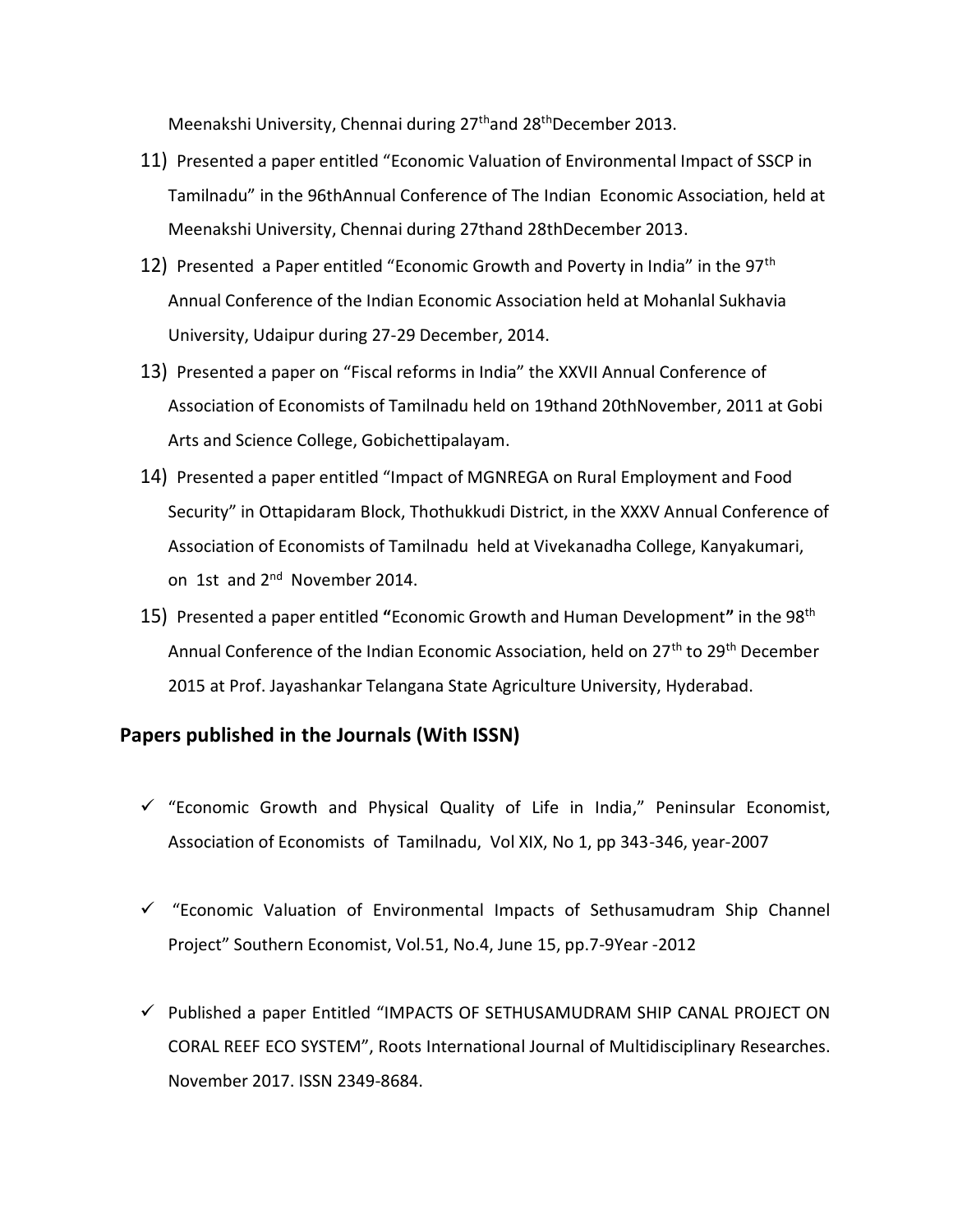Meenakshi University, Chennai during 27th and 28th December 2013.

11) Presented a paper entitled "Economic Valuation of Environmental Impact of SSCP in Tamilnadu" in the 96thAnnual Conference of The Indian Economic Association, held at Meenakshi University, Chennai during 27thand 28thDecember 2013.

12) Presented a Paper entitled "Economic Growth and Poverty in India" in the 97th Annual Conference of the Indian Economic Association held at Mohanlal Sukhavia University, Udaipur during 27-29 December, 2014.

13) Presented a paper on "Fiscal reforms in India" the XXVII Annual Conference of Association of Economists of Tamilnadu held on 19thand 20thNovember, 2011 at Gobi Arts and Science College, Gobichettipalayam.

14) Presented a paper entitled "Impact of MGNREGA on Rural Employment and Food Security" in Ottapidaram Block, Thothukkudi District, in the XXXV Annual Conference of Association of Economists of Tamilnadu held at Vivekanadha College, Kanyakumari, on 1st and 2nd November 2014.

15) Presented a paper entitled **"**Economic Growth and Human Development**"** in the 98th Annual Conference of the Indian Economic Association, held on 27th to 29th December 2015 at Prof. Jayashankar Telangana State Agriculture University, Hyderabad.

## Papers published in the Journals (With ISSN)

- ✓ "Economic Growth and Physical Quality of Life in India," Peninsular Economist, Association of Economists of Tamilnadu, Vol XIX, No 1, pp 343-346, year-2007

- ✓ "Economic Valuation of Environmental Impacts of Sethusamudram Ship Channel Project" Southern Economist, Vol.51, No.4, June 15, pp.7-9Year -2012

- ✓ Published a paper Entitled "IMPACTS OF SETHUSAMUDRAM SHIP CANAL PROJECT ON CORAL REEF ECO SYSTEM", Roots International Journal of Multidisciplinary Researches. November 2017. ISSN 2349-8684.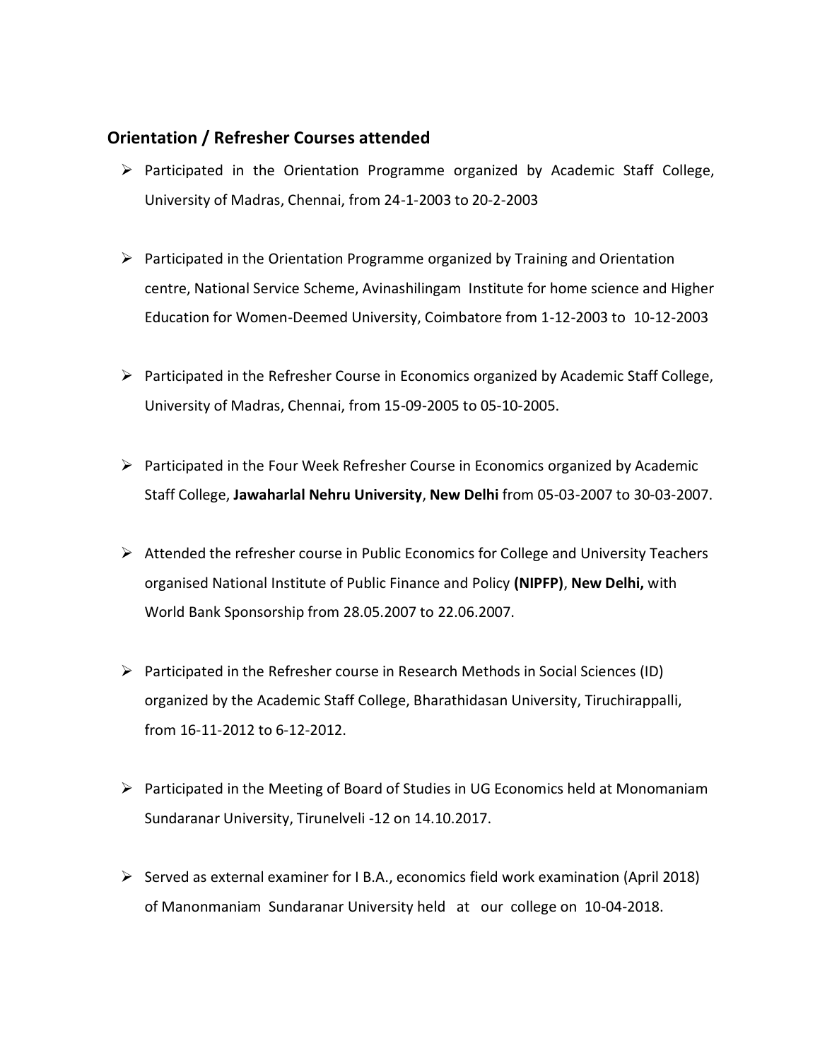## Orientation / Refresher Courses attended

- Participated in the Orientation Programme organized by Academic Staff College, University of Madras, Chennai, from 24-1-2003 to 20-2-2003
- Participated in the Orientation Programme organized by Training and Orientation centre, National Service Scheme, Avinashilingam Institute for home science and Higher Education for Women-Deemed University, Coimbatore from 1-12-2003 to 10-12-2003
- Participated in the Refresher Course in Economics organized by Academic Staff College, University of Madras, Chennai, from 15-09-2005 to 05-10-2005.
- Participated in the Four Week Refresher Course in Economics organized by Academic Staff College, **Jawaharlal Nehru University**, **New Delhi** from 05-03-2007 to 30-03-2007.
- Attended the refresher course in Public Economics for College and University Teachers organised National Institute of Public Finance and Policy **(NIPFP)**, **New Delhi,** with World Bank Sponsorship from 28.05.2007 to 22.06.2007.
- Participated in the Refresher course in Research Methods in Social Sciences (ID) organized by the Academic Staff College, Bharathidasan University, Tiruchirappalli, from 16-11-2012 to 6-12-2012.
- Participated in the Meeting of Board of Studies in UG Economics held at Monomaniam Sundaranar University, Tirunelveli -12 on 14.10.2017.
- Served as external examiner for I B.A., economics field work examination (April 2018) of Manonmaniam Sundaranar University held at our college on 10-04-2018.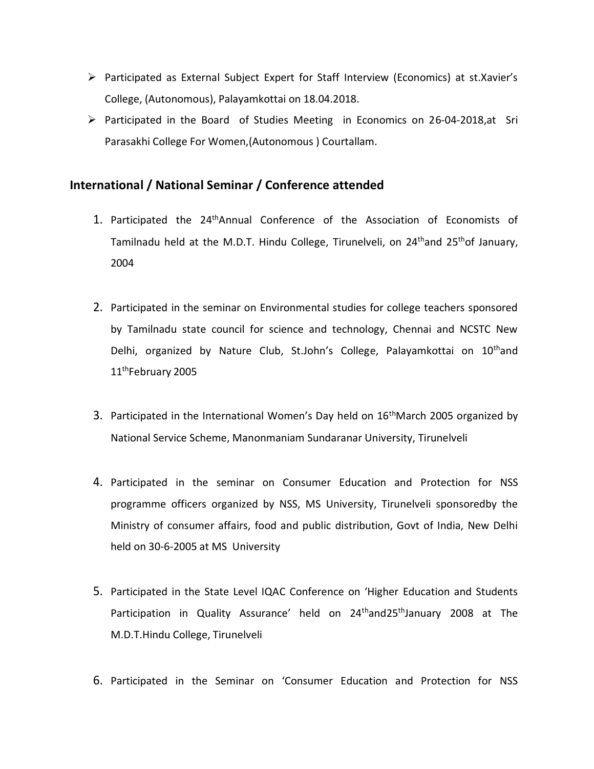- Participated as External Subject Expert for Staff Interview (Economics) at st.Xavier's College, (Autonomous), Palayamkottai on 18.04.2018.
- Participated in the Board of Studies Meeting in Economics on 26-04-2018,at Sri Parasakhi College For Women,(Autonomous ) Courtallam.

## International / National Seminar / Conference attended

1. Participated the 24thAnnual Conference of the Association of Economists of Tamilnadu held at the M.D.T. Hindu College, Tirunelveli, on 24thand 25thof January, 2004

2. Participated in the seminar on Environmental studies for college teachers sponsored by Tamilnadu state council for science and technology, Chennai and NCSTC New Delhi, organized by Nature Club, St.John's College, Palayamkottai on 10thand 11thFebruary 2005

3. Participated in the International Women's Day held on 16thMarch 2005 organized by National Service Scheme, Manonmaniam Sundaranar University, Tirunelveli

4. Participated in the seminar on Consumer Education and Protection for NSS programme officers organized by NSS, MS University, Tirunelveli sponsoredby the Ministry of consumer affairs, food and public distribution, Govt of India, New Delhi held on 30-6-2005 at MS University

5. Participated in the State Level IQAC Conference on 'Higher Education and Students Participation in Quality Assurance' held on 24thand25thJanuary 2008 at The M.D.T.Hindu College, Tirunelveli

6. Participated in the Seminar on 'Consumer Education and Protection for NSS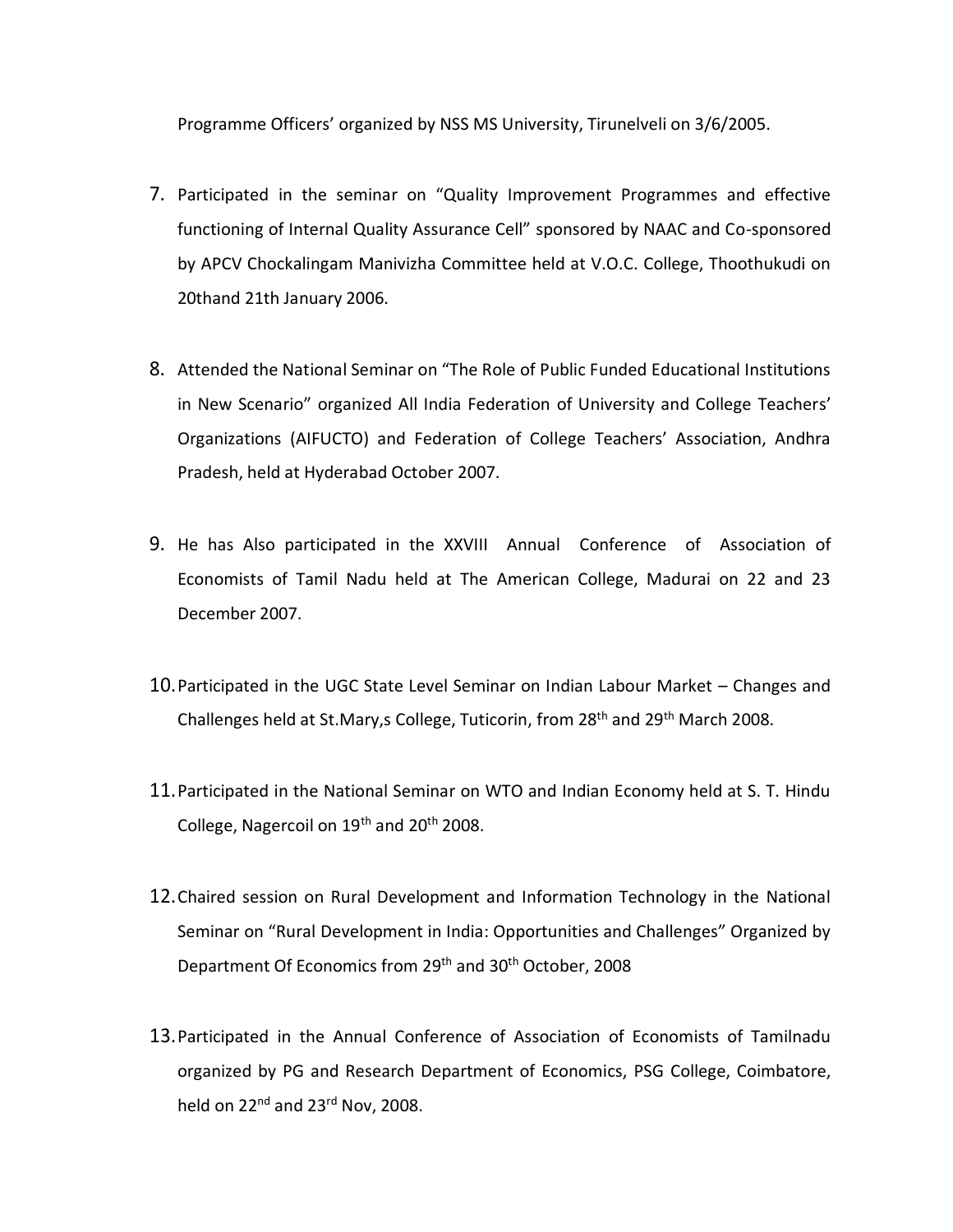Programme Officers' organized by NSS MS University, Tirunelveli on 3/6/2005.

7. Participated in the seminar on "Quality Improvement Programmes and effective functioning of Internal Quality Assurance Cell" sponsored by NAAC and Co-sponsored by APCV Chockalingam Manivizha Committee held at V.O.C. College, Thoothukudi on 20thand 21th January 2006.

8. Attended the National Seminar on "The Role of Public Funded Educational Institutions in New Scenario" organized All India Federation of University and College Teachers' Organizations (AIFUCTO) and Federation of College Teachers' Association, Andhra Pradesh, held at Hyderabad October 2007.

9. He has Also participated in the XXVIII Annual Conference of Association of Economists of Tamil Nadu held at The American College, Madurai on 22 and 23 December 2007.

10. Participated in the UGC State Level Seminar on Indian Labour Market – Changes and Challenges held at St.Mary,s College, Tuticorin, from 28th and 29th March 2008.

11. Participated in the National Seminar on WTO and Indian Economy held at S. T. Hindu College, Nagercoil on 19th and 20th 2008.

12. Chaired session on Rural Development and Information Technology in the National Seminar on "Rural Development in India: Opportunities and Challenges" Organized by Department Of Economics from 29th and 30th October, 2008

13. Participated in the Annual Conference of Association of Economists of Tamilnadu organized by PG and Research Department of Economics, PSG College, Coimbatore, held on 22nd and 23rd Nov, 2008.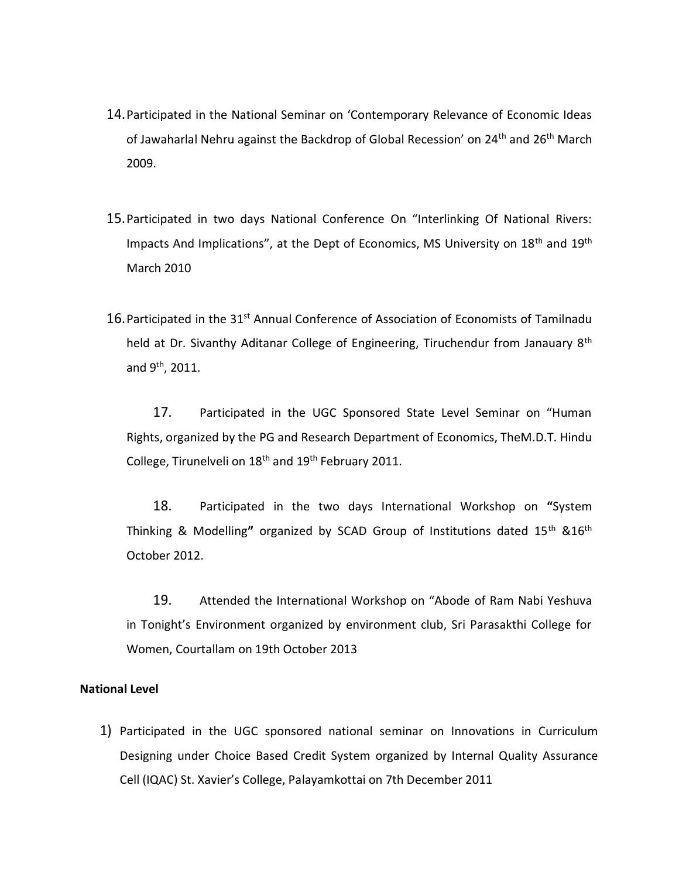14. Participated in the National Seminar on 'Contemporary Relevance of Economic Ideas of Jawaharlal Nehru against the Backdrop of Global Recession' on 24th and 26th March 2009.

15. Participated in two days National Conference On "Interlinking Of National Rivers: Impacts And Implications", at the Dept of Economics, MS University on 18th and 19th March 2010

16. Participated in the 31st Annual Conference of Association of Economists of Tamilnadu held at Dr. Sivanthy Aditanar College of Engineering, Tiruchendur from Janauary 8th and 9th, 2011.

17. Participated in the UGC Sponsored State Level Seminar on "Human Rights, organized by the PG and Research Department of Economics, TheM.D.T. Hindu College, Tirunelveli on 18th and 19th February 2011.

18. Participated in the two days International Workshop on **"**System Thinking & Modelling**"** organized by SCAD Group of Institutions dated 15th &16th October 2012.

19. Attended the International Workshop on "Abode of Ram Nabi Yeshuva in Tonight's Environment organized by environment club, Sri Parasakthi College for Women, Courtallam on 19th October 2013

**National Level**

1) Participated in the UGC sponsored national seminar on Innovations in Curriculum Designing under Choice Based Credit System organized by Internal Quality Assurance Cell (IQAC) St. Xavier's College, Palayamkottai on 7th December 2011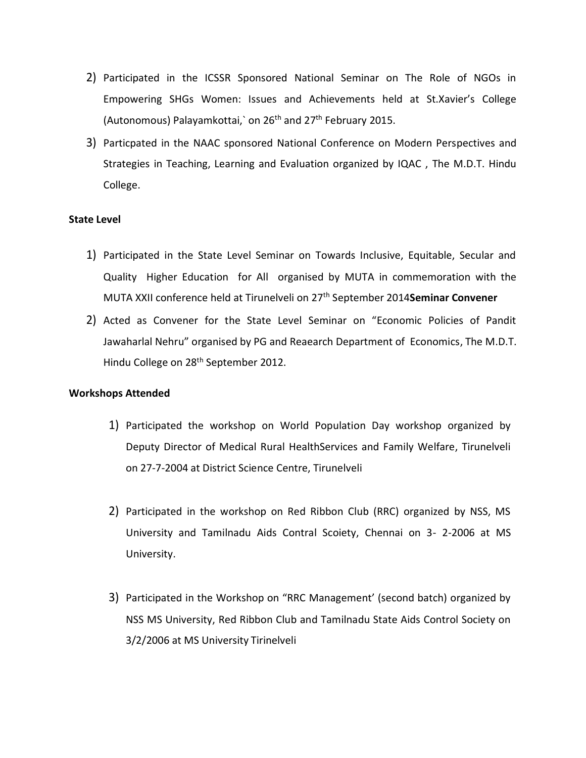2) Participated in the ICSSR Sponsored National Seminar on The Role of NGOs in Empowering SHGs Women: Issues and Achievements held at St.Xavier's College (Autonomous) Palayamkottai,` on 26th and 27th February 2015.
3) Particpated in the NAAC sponsored National Conference on Modern Perspectives and Strategies in Teaching, Learning and Evaluation organized by IQAC , The M.D.T. Hindu College.

**State Level**

1) Participated in the State Level Seminar on Towards Inclusive, Equitable, Secular and Quality Higher Education for All organised by MUTA in commemoration with the MUTA XXII conference held at Tirunelveli on 27th September 2014**Seminar Convener**
2) Acted as Convener for the State Level Seminar on "Economic Policies of Pandit Jawaharlal Nehru" organised by PG and Reaearch Department of Economics, The M.D.T. Hindu College on 28th September 2012.

**Workshops Attended**

1) Participated the workshop on World Population Day workshop organized by Deputy Director of Medical Rural HealthServices and Family Welfare, Tirunelveli on 27-7-2004 at District Science Centre, Tirunelveli
2) Participated in the workshop on Red Ribbon Club (RRC) organized by NSS, MS University and Tamilnadu Aids Contral Scoiety, Chennai on 3- 2-2006 at MS University.
3) Participated in the Workshop on "RRC Management' (second batch) organized by NSS MS University, Red Ribbon Club and Tamilnadu State Aids Control Society on 3/2/2006 at MS University Tirinelveli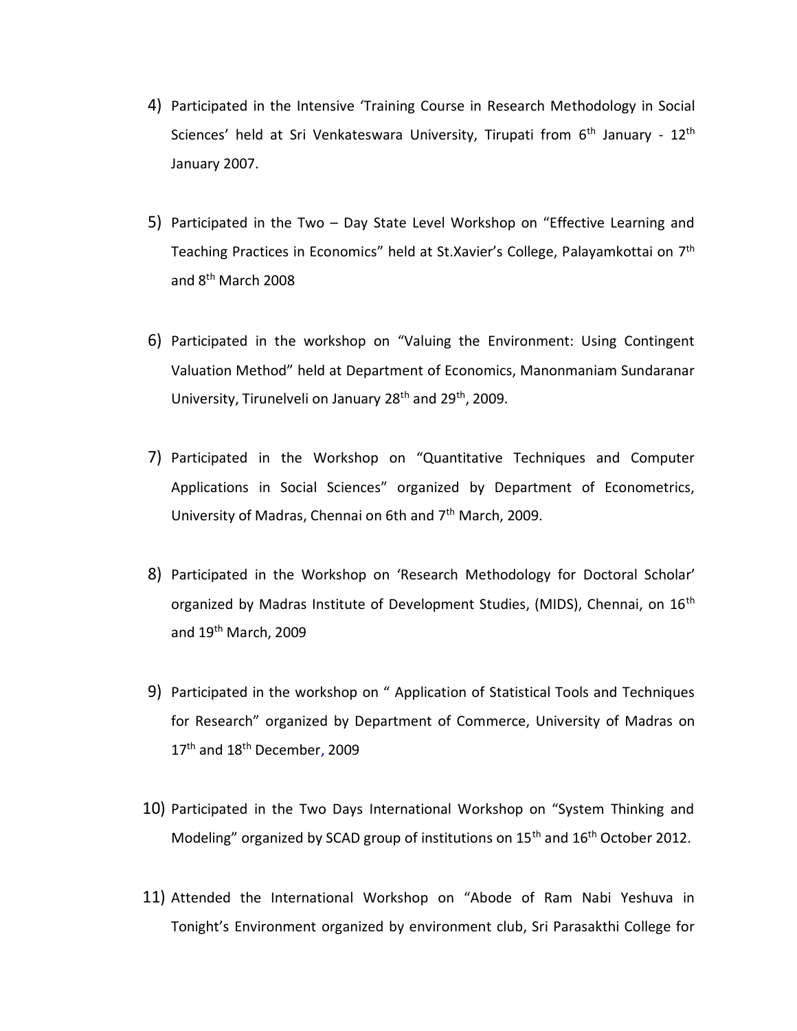4) Participated in the Intensive 'Training Course in Research Methodology in Social Sciences' held at Sri Venkateswara University, Tirupati from 6th January - 12th January 2007.

5) Participated in the Two – Day State Level Workshop on "Effective Learning and Teaching Practices in Economics" held at St.Xavier's College, Palayamkottai on 7th and 8th March 2008

6) Participated in the workshop on "Valuing the Environment: Using Contingent Valuation Method" held at Department of Economics, Manonmaniam Sundaranar University, Tirunelveli on January 28th and 29th, 2009.

7) Participated in the Workshop on "Quantitative Techniques and Computer Applications in Social Sciences" organized by Department of Econometrics, University of Madras, Chennai on 6th and 7th March, 2009.

8) Participated in the Workshop on 'Research Methodology for Doctoral Scholar' organized by Madras Institute of Development Studies, (MIDS), Chennai, on 16th and 19th March, 2009

9) Participated in the workshop on " Application of Statistical Tools and Techniques for Research" organized by Department of Commerce, University of Madras on 17th and 18th December, 2009

10) Participated in the Two Days International Workshop on "System Thinking and Modeling" organized by SCAD group of institutions on 15th and 16th October 2012.

11) Attended the International Workshop on "Abode of Ram Nabi Yeshuva in Tonight's Environment organized by environment club, Sri Parasakthi College for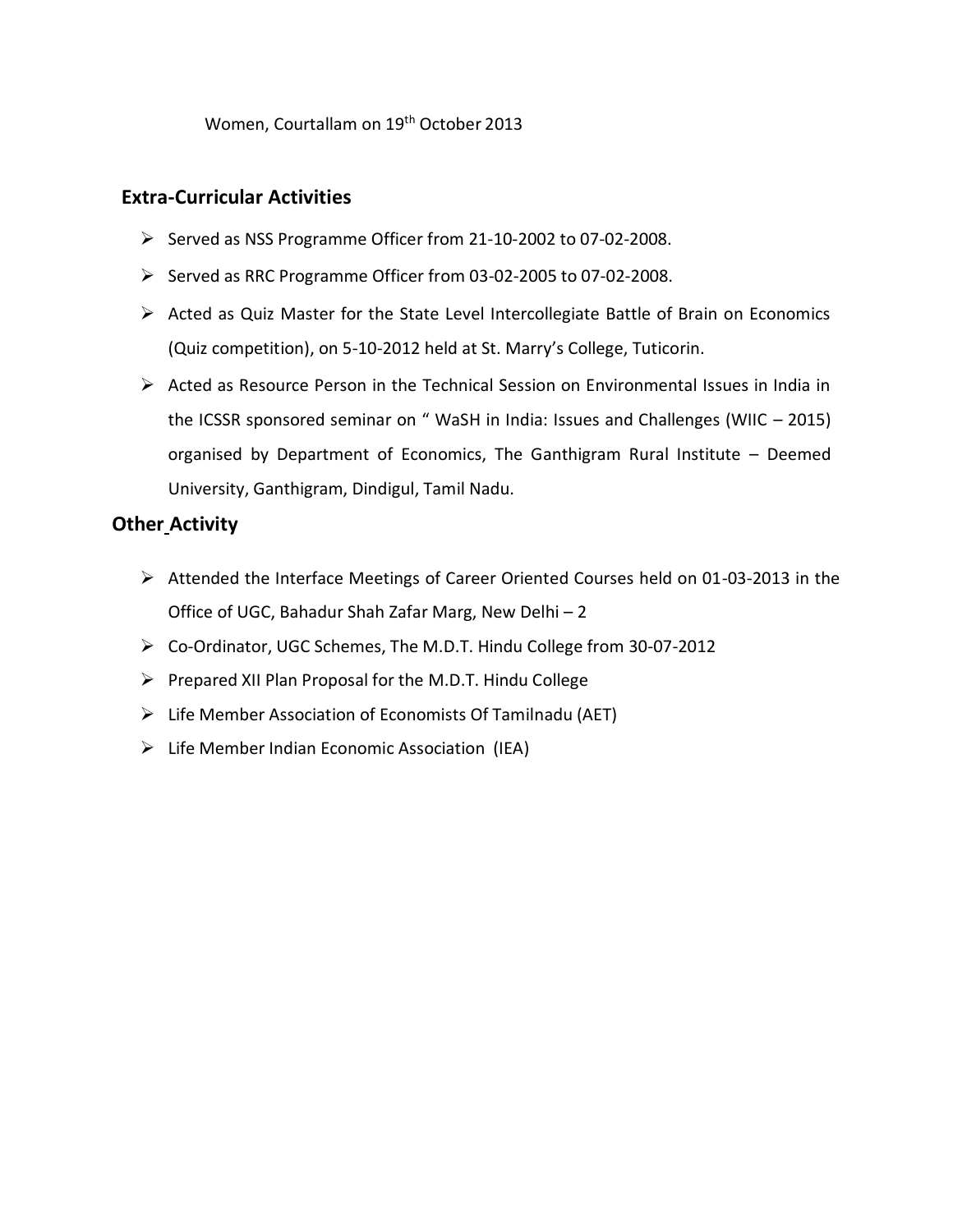Women, Courtallam on 19th October 2013

## Extra-Curricular Activities

- Served as NSS Programme Officer from 21-10-2002 to 07-02-2008.
- Served as RRC Programme Officer from 03-02-2005 to 07-02-2008.
- Acted as Quiz Master for the State Level Intercollegiate Battle of Brain on Economics (Quiz competition), on 5-10-2012 held at St. Marry's College, Tuticorin.
- Acted as Resource Person in the Technical Session on Environmental Issues in India in the ICSSR sponsored seminar on " WaSH in India: Issues and Challenges (WIIC – 2015) organised by Department of Economics, The Ganthigram Rural Institute – Deemed University, Ganthigram, Dindigul, Tamil Nadu.

## Other Activity

- Attended the Interface Meetings of Career Oriented Courses held on 01-03-2013 in the Office of UGC, Bahadur Shah Zafar Marg, New Delhi – 2
- Co-Ordinator, UGC Schemes, The M.D.T. Hindu College from 30-07-2012
- Prepared XII Plan Proposal for the M.D.T. Hindu College
- Life Member Association of Economists Of Tamilnadu (AET)
- Life Member Indian Economic Association (IEA)